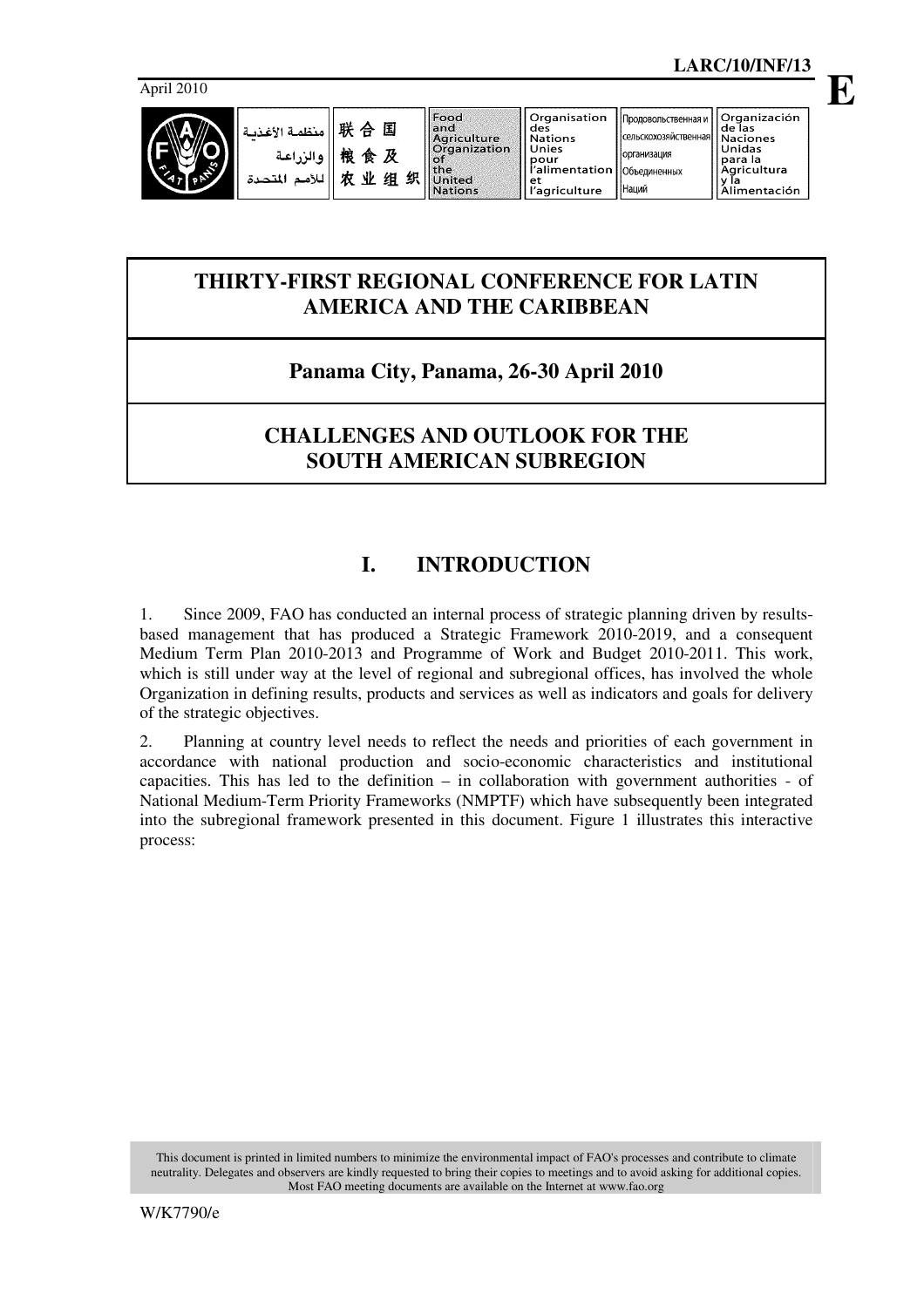LARC/10/INF/13

April 2010

**E**

| منظمة الأغذية والزراعة للأمم المتحدة | 联合国粮食及农业组织 | Food and Agriculture Organization of the United Nations | Organisation des Nations Unies pour l'alimentation et l'agriculture | Продовольственная и сельскохозяйственная организация Объединенных Наций | Organización de las Naciones Unidas para la Agricultura y la Alimentación |
|---|---|---|---|---|---|

# THIRTY-FIRST REGIONAL CONFERENCE FOR LATIN AMERICA AND THE CARIBBEAN

## Panama City, Panama, 26-30 April 2010

## CHALLENGES AND OUTLOOK FOR THE SOUTH AMERICAN SUBREGION

## I. INTRODUCTION

1. Since 2009, FAO has conducted an internal process of strategic planning driven by results-based management that has produced a Strategic Framework 2010-2019, and a consequent Medium Term Plan 2010-2013 and Programme of Work and Budget 2010-2011. This work, which is still under way at the level of regional and subregional offices, has involved the whole Organization in defining results, products and services as well as indicators and goals for delivery of the strategic objectives.

2. Planning at country level needs to reflect the needs and priorities of each government in accordance with national production and socio-economic characteristics and institutional capacities. This has led to the definition – in collaboration with government authorities - of National Medium-Term Priority Frameworks (NMPTF) which have subsequently been integrated into the subregional framework presented in this document. Figure 1 illustrates this interactive process:

This document is printed in limited numbers to minimize the environmental impact of FAO's processes and contribute to climate neutrality. Delegates and observers are kindly requested to bring their copies to meetings and to avoid asking for additional copies. Most FAO meeting documents are available on the Internet at www.fao.org

W/K7790/e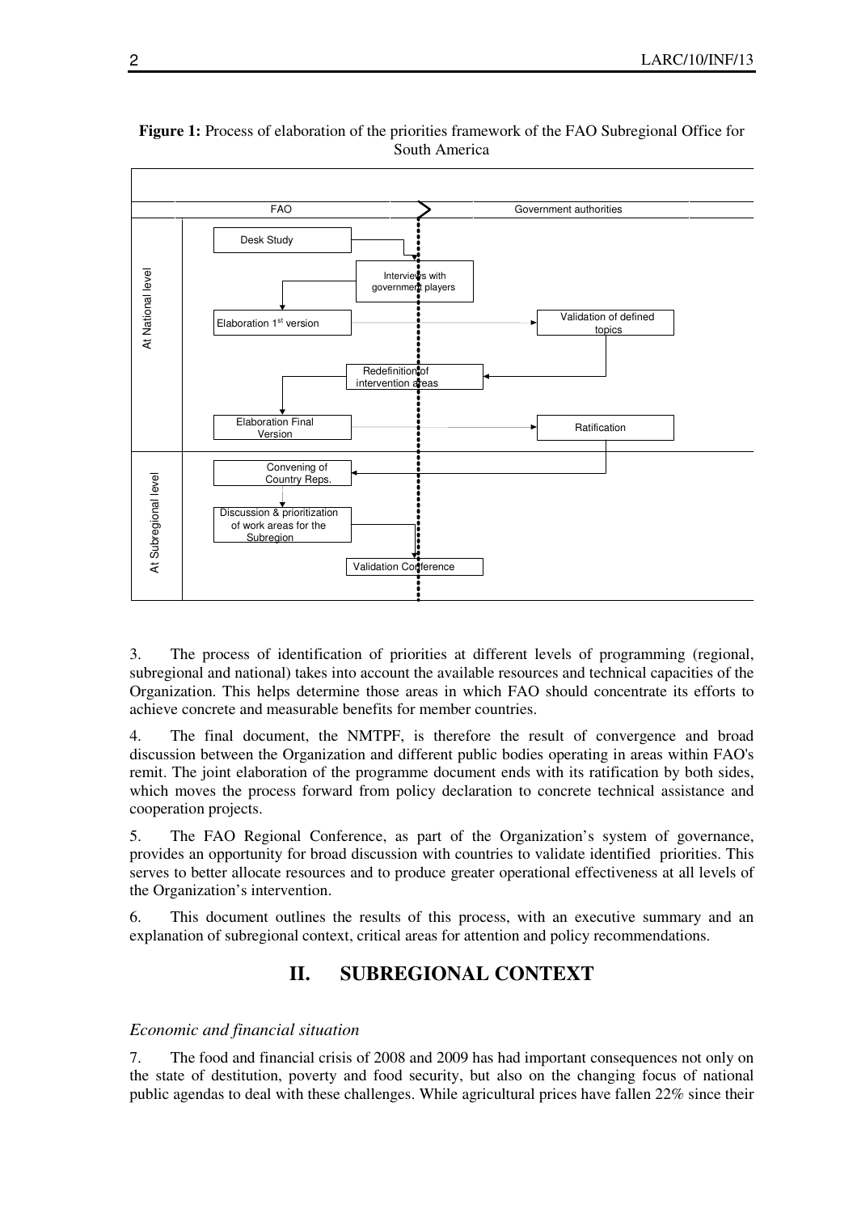**Figure 1:** Process of elaboration of the priorities framework of the FAO Subregional Office for South America

3. The process of identification of priorities at different levels of programming (regional, subregional and national) takes into account the available resources and technical capacities of the Organization. This helps determine those areas in which FAO should concentrate its efforts to achieve concrete and measurable benefits for member countries.

4. The final document, the NMTPF, is therefore the result of convergence and broad discussion between the Organization and different public bodies operating in areas within FAO's remit. The joint elaboration of the programme document ends with its ratification by both sides, which moves the process forward from policy declaration to concrete technical assistance and cooperation projects.

5. The FAO Regional Conference, as part of the Organization's system of governance, provides an opportunity for broad discussion with countries to validate identified priorities. This serves to better allocate resources and to produce greater operational effectiveness at all levels of the Organization's intervention.

6. This document outlines the results of this process, with an executive summary and an explanation of subregional context, critical areas for attention and policy recommendations.

## II. SUBREGIONAL CONTEXT

*Economic and financial situation*

7. The food and financial crisis of 2008 and 2009 has had important consequences not only on the state of destitution, poverty and food security, but also on the changing focus of national public agendas to deal with these challenges. While agricultural prices have fallen 22% since their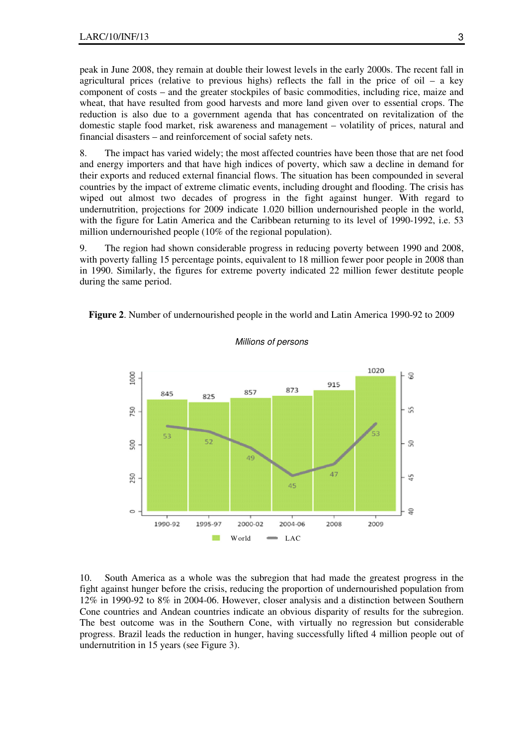peak in June 2008, they remain at double their lowest levels in the early 2000s. The recent fall in agricultural prices (relative to previous highs) reflects the fall in the price of oil – a key component of costs – and the greater stockpiles of basic commodities, including rice, maize and wheat, that have resulted from good harvests and more land given over to essential crops. The reduction is also due to a government agenda that has concentrated on revitalization of the domestic staple food market, risk awareness and management – volatility of prices, natural and financial disasters – and reinforcement of social safety nets.

8. The impact has varied widely; the most affected countries have been those that are net food and energy importers and that have high indices of poverty, which saw a decline in demand for their exports and reduced external financial flows. The situation has been compounded in several countries by the impact of extreme climatic events, including drought and flooding. The crisis has wiped out almost two decades of progress in the fight against hunger. With regard to undernutrition, projections for 2009 indicate 1.020 billion undernourished people in the world, with the figure for Latin America and the Caribbean returning to its level of 1990-1992, i.e. 53 million undernourished people (10% of the regional population).

9. The region had shown considerable progress in reducing poverty between 1990 and 2008, with poverty falling 15 percentage points, equivalent to 18 million fewer poor people in 2008 than in 1990. Similarly, the figures for extreme poverty indicated 22 million fewer destitute people during the same period.

**Figure 2**. Number of undernourished people in the world and Latin America 1990-92 to 2009

*Millions of persons*

| Period | World | LAC |
|---|---|---|
| 1990-92 | 845 | 53 |
| 1995-97 | 825 | 52 |
| 2000-02 | 857 | 49 |
| 2004-06 | 873 | 45 |
| 2008 | 915 | 47 |
| 2009 | 1020 | 53 |

10. South America as a whole was the subregion that had made the greatest progress in the fight against hunger before the crisis, reducing the proportion of undernourished population from 12% in 1990-92 to 8% in 2004-06. However, closer analysis and a distinction between Southern Cone countries and Andean countries indicate an obvious disparity of results for the subregion. The best outcome was in the Southern Cone, with virtually no regression but considerable progress. Brazil leads the reduction in hunger, having successfully lifted 4 million people out of undernutrition in 15 years (see Figure 3).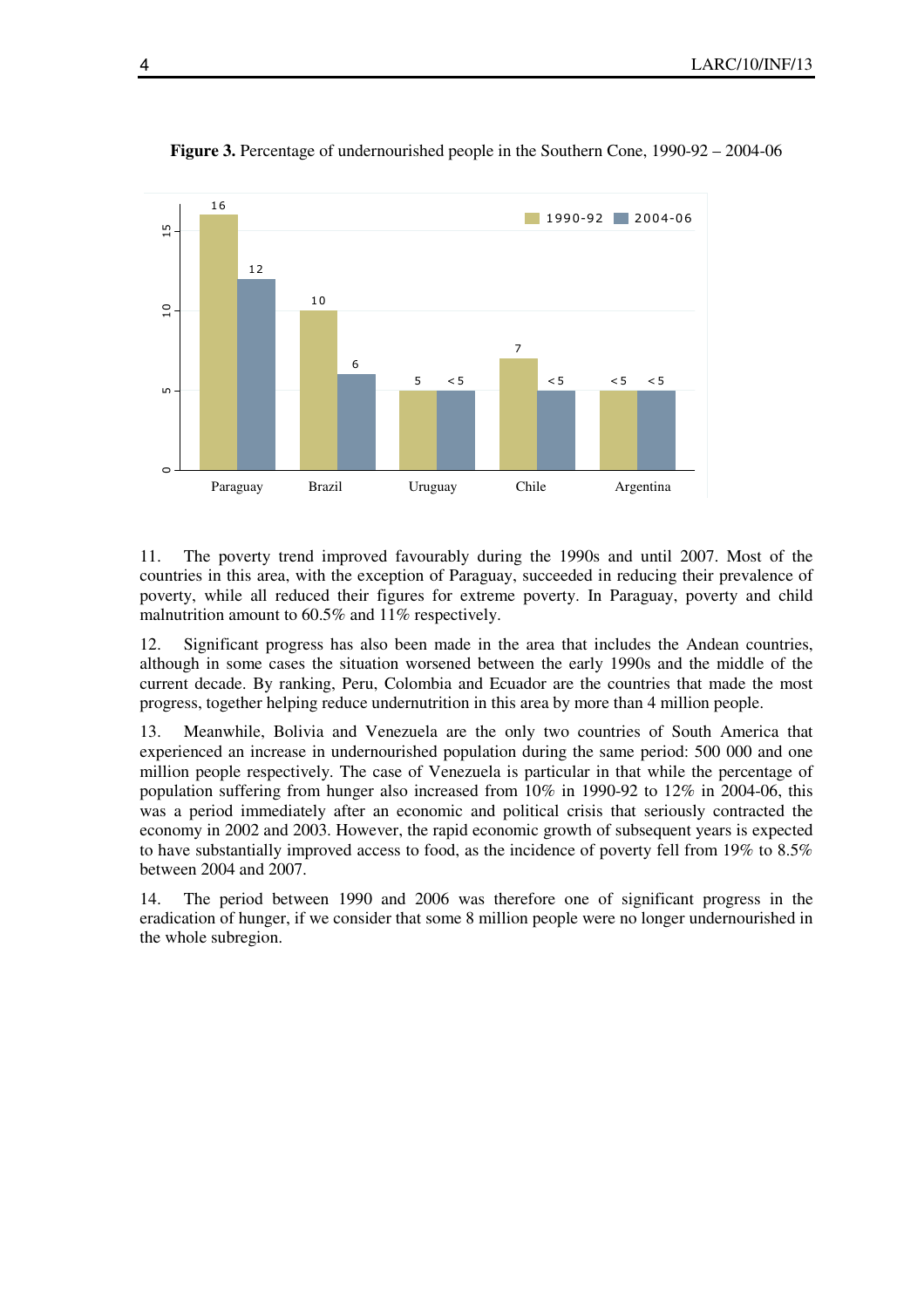**Figure 3.** Percentage of undernourished people in the Southern Cone, 1990-92 – 2004-06

11. The poverty trend improved favourably during the 1990s and until 2007. Most of the countries in this area, with the exception of Paraguay, succeeded in reducing their prevalence of poverty, while all reduced their figures for extreme poverty. In Paraguay, poverty and child malnutrition amount to 60.5% and 11% respectively.

12. Significant progress has also been made in the area that includes the Andean countries, although in some cases the situation worsened between the early 1990s and the middle of the current decade. By ranking, Peru, Colombia and Ecuador are the countries that made the most progress, together helping reduce undernutrition in this area by more than 4 million people.

13. Meanwhile, Bolivia and Venezuela are the only two countries of South America that experienced an increase in undernourished population during the same period: 500 000 and one million people respectively. The case of Venezuela is particular in that while the percentage of population suffering from hunger also increased from 10% in 1990-92 to 12% in 2004-06, this was a period immediately after an economic and political crisis that seriously contracted the economy in 2002 and 2003. However, the rapid economic growth of subsequent years is expected to have substantially improved access to food, as the incidence of poverty fell from 19% to 8.5% between 2004 and 2007.

14. The period between 1990 and 2006 was therefore one of significant progress in the eradication of hunger, if we consider that some 8 million people were no longer undernourished in the whole subregion.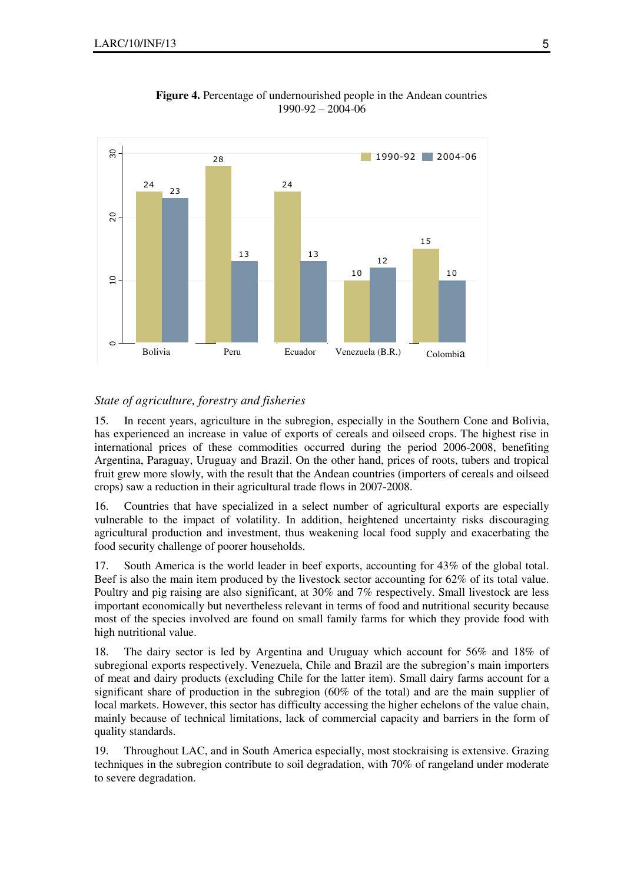**Figure 4.** Percentage of undernourished people in the Andean countries 1990-92 – 2004-06

| Country | 1990-92 | 2004-06 |
|---|---|---|
| Bolivia | 24 | 23 |
| Peru | 28 | 13 |
| Ecuador | 24 | 13 |
| Venezuela (B.R.) | 10 | 12 |
| Colombia | 15 | 10 |

*State of agriculture, forestry and fisheries*

15. In recent years, agriculture in the subregion, especially in the Southern Cone and Bolivia, has experienced an increase in value of exports of cereals and oilseed crops. The highest rise in international prices of these commodities occurred during the period 2006-2008, benefiting Argentina, Paraguay, Uruguay and Brazil. On the other hand, prices of roots, tubers and tropical fruit grew more slowly, with the result that the Andean countries (importers of cereals and oilseed crops) saw a reduction in their agricultural trade flows in 2007-2008.

16. Countries that have specialized in a select number of agricultural exports are especially vulnerable to the impact of volatility. In addition, heightened uncertainty risks discouraging agricultural production and investment, thus weakening local food supply and exacerbating the food security challenge of poorer households.

17. South America is the world leader in beef exports, accounting for 43% of the global total. Beef is also the main item produced by the livestock sector accounting for 62% of its total value. Poultry and pig raising are also significant, at 30% and 7% respectively. Small livestock are less important economically but nevertheless relevant in terms of food and nutritional security because most of the species involved are found on small family farms for which they provide food with high nutritional value.

18. The dairy sector is led by Argentina and Uruguay which account for 56% and 18% of subregional exports respectively. Venezuela, Chile and Brazil are the subregion's main importers of meat and dairy products (excluding Chile for the latter item). Small dairy farms account for a significant share of production in the subregion (60% of the total) and are the main supplier of local markets. However, this sector has difficulty accessing the higher echelons of the value chain, mainly because of technical limitations, lack of commercial capacity and barriers in the form of quality standards.

19. Throughout LAC, and in South America especially, most stockraising is extensive. Grazing techniques in the subregion contribute to soil degradation, with 70% of rangeland under moderate to severe degradation.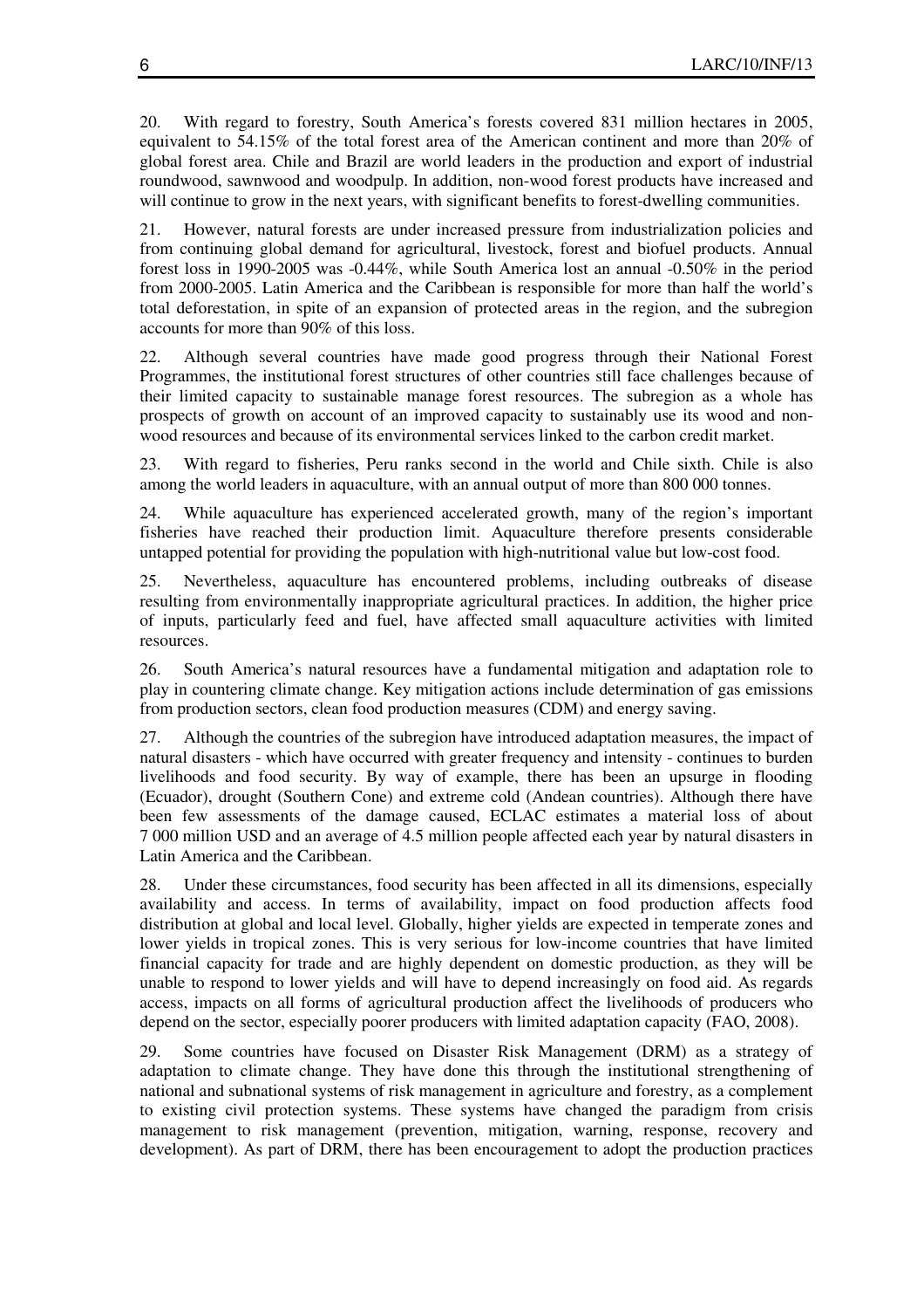20. With regard to forestry, South America's forests covered 831 million hectares in 2005, equivalent to 54.15% of the total forest area of the American continent and more than 20% of global forest area. Chile and Brazil are world leaders in the production and export of industrial roundwood, sawnwood and woodpulp. In addition, non-wood forest products have increased and will continue to grow in the next years, with significant benefits to forest-dwelling communities.

21. However, natural forests are under increased pressure from industrialization policies and from continuing global demand for agricultural, livestock, forest and biofuel products. Annual forest loss in 1990-2005 was -0.44%, while South America lost an annual -0.50% in the period from 2000-2005. Latin America and the Caribbean is responsible for more than half the world's total deforestation, in spite of an expansion of protected areas in the region, and the subregion accounts for more than 90% of this loss.

22. Although several countries have made good progress through their National Forest Programmes, the institutional forest structures of other countries still face challenges because of their limited capacity to sustainable manage forest resources. The subregion as a whole has prospects of growth on account of an improved capacity to sustainably use its wood and non-wood resources and because of its environmental services linked to the carbon credit market.

23. With regard to fisheries, Peru ranks second in the world and Chile sixth. Chile is also among the world leaders in aquaculture, with an annual output of more than 800 000 tonnes.

24. While aquaculture has experienced accelerated growth, many of the region's important fisheries have reached their production limit. Aquaculture therefore presents considerable untapped potential for providing the population with high-nutritional value but low-cost food.

25. Nevertheless, aquaculture has encountered problems, including outbreaks of disease resulting from environmentally inappropriate agricultural practices. In addition, the higher price of inputs, particularly feed and fuel, have affected small aquaculture activities with limited resources.

26. South America's natural resources have a fundamental mitigation and adaptation role to play in countering climate change. Key mitigation actions include determination of gas emissions from production sectors, clean food production measures (CDM) and energy saving.

27. Although the countries of the subregion have introduced adaptation measures, the impact of natural disasters - which have occurred with greater frequency and intensity - continues to burden livelihoods and food security. By way of example, there has been an upsurge in flooding (Ecuador), drought (Southern Cone) and extreme cold (Andean countries). Although there have been few assessments of the damage caused, ECLAC estimates a material loss of about 7 000 million USD and an average of 4.5 million people affected each year by natural disasters in Latin America and the Caribbean.

28. Under these circumstances, food security has been affected in all its dimensions, especially availability and access. In terms of availability, impact on food production affects food distribution at global and local level. Globally, higher yields are expected in temperate zones and lower yields in tropical zones. This is very serious for low-income countries that have limited financial capacity for trade and are highly dependent on domestic production, as they will be unable to respond to lower yields and will have to depend increasingly on food aid. As regards access, impacts on all forms of agricultural production affect the livelihoods of producers who depend on the sector, especially poorer producers with limited adaptation capacity (FAO, 2008).

29. Some countries have focused on Disaster Risk Management (DRM) as a strategy of adaptation to climate change. They have done this through the institutional strengthening of national and subnational systems of risk management in agriculture and forestry, as a complement to existing civil protection systems. These systems have changed the paradigm from crisis management to risk management (prevention, mitigation, warning, response, recovery and development). As part of DRM, there has been encouragement to adopt the production practices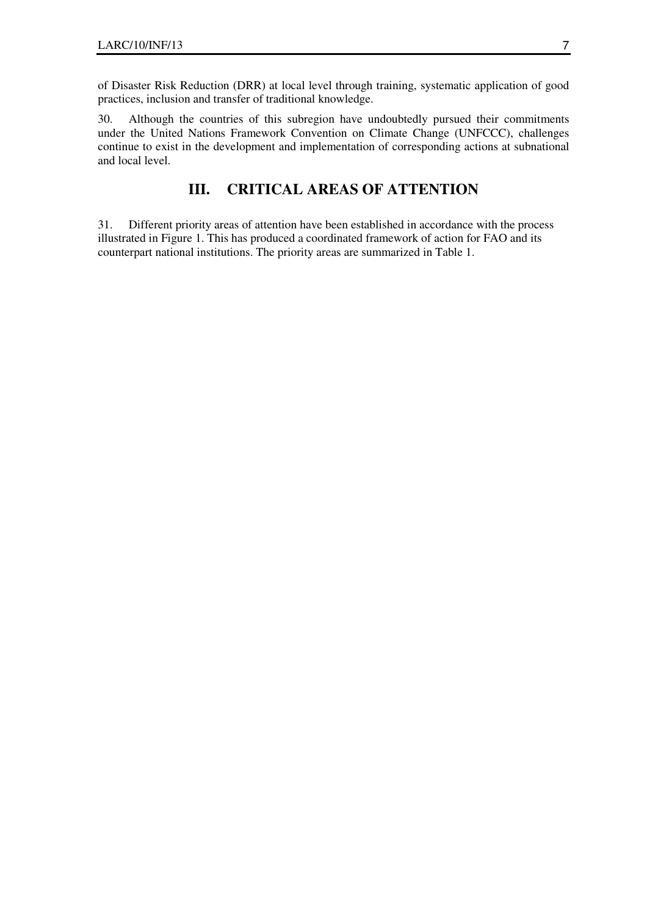of Disaster Risk Reduction (DRR) at local level through training, systematic application of good practices, inclusion and transfer of traditional knowledge.

30. Although the countries of this subregion have undoubtedly pursued their commitments under the United Nations Framework Convention on Climate Change (UNFCCC), challenges continue to exist in the development and implementation of corresponding actions at subnational and local level.

## III. CRITICAL AREAS OF ATTENTION

31. Different priority areas of attention have been established in accordance with the process illustrated in Figure 1. This has produced a coordinated framework of action for FAO and its counterpart national institutions. The priority areas are summarized in Table 1.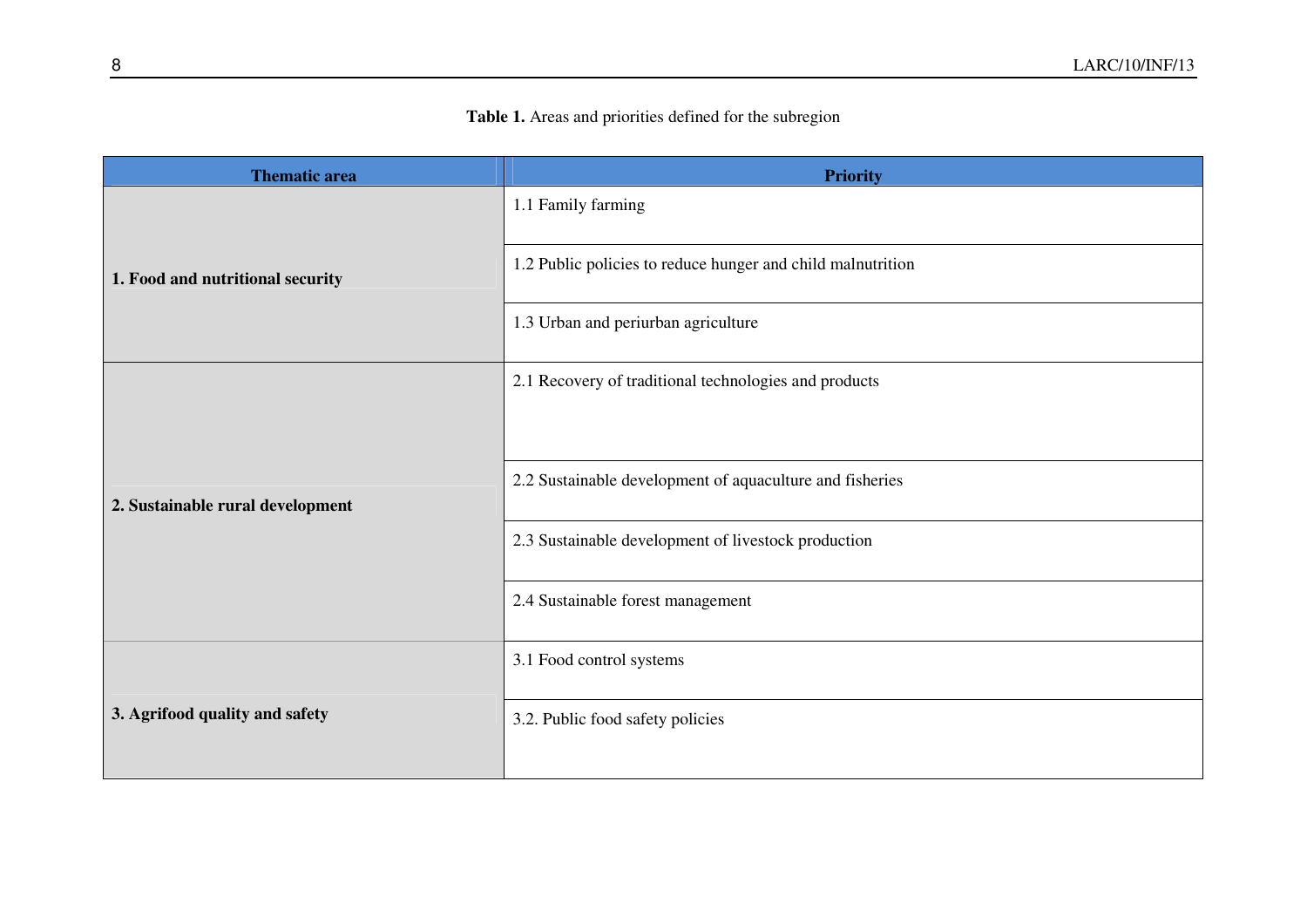**Table 1.** Areas and priorities defined for the subregion

| Thematic area | Priority |
|---|---|
| **1. Food and nutritional security** | 1.1 Family farming |
| | 1.2 Public policies to reduce hunger and child malnutrition |
| | 1.3 Urban and periurban agriculture |
| **2. Sustainable rural development** | 2.1 Recovery of traditional technologies and products |
| | 2.2 Sustainable development of aquaculture and fisheries |
| | 2.3 Sustainable development of livestock production |
| | 2.4 Sustainable forest management |
| **3. Agrifood quality and safety** | 3.1 Food control systems |
| | 3.2. Public food safety policies |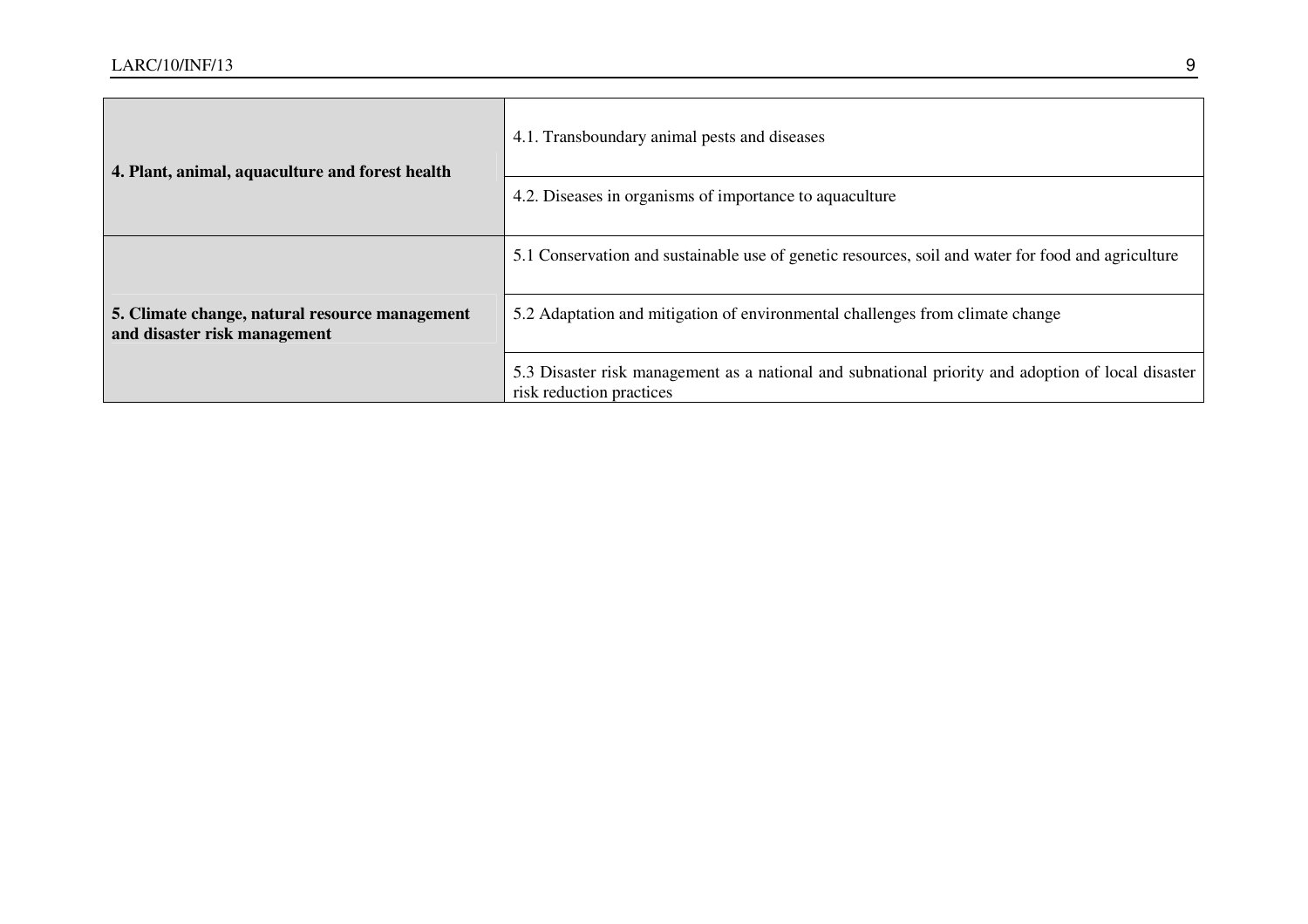| | |
|---|---|
| **4. Plant, animal, aquaculture and forest health** | 4.1. Transboundary animal pests and diseases |
| | 4.2. Diseases in organisms of importance to aquaculture |
| **5. Climate change, natural resource management and disaster risk management** | 5.1 Conservation and sustainable use of genetic resources, soil and water for food and agriculture |
| | 5.2 Adaptation and mitigation of environmental challenges from climate change |
| | 5.3 Disaster risk management as a national and subnational priority and adoption of local disaster risk reduction practices |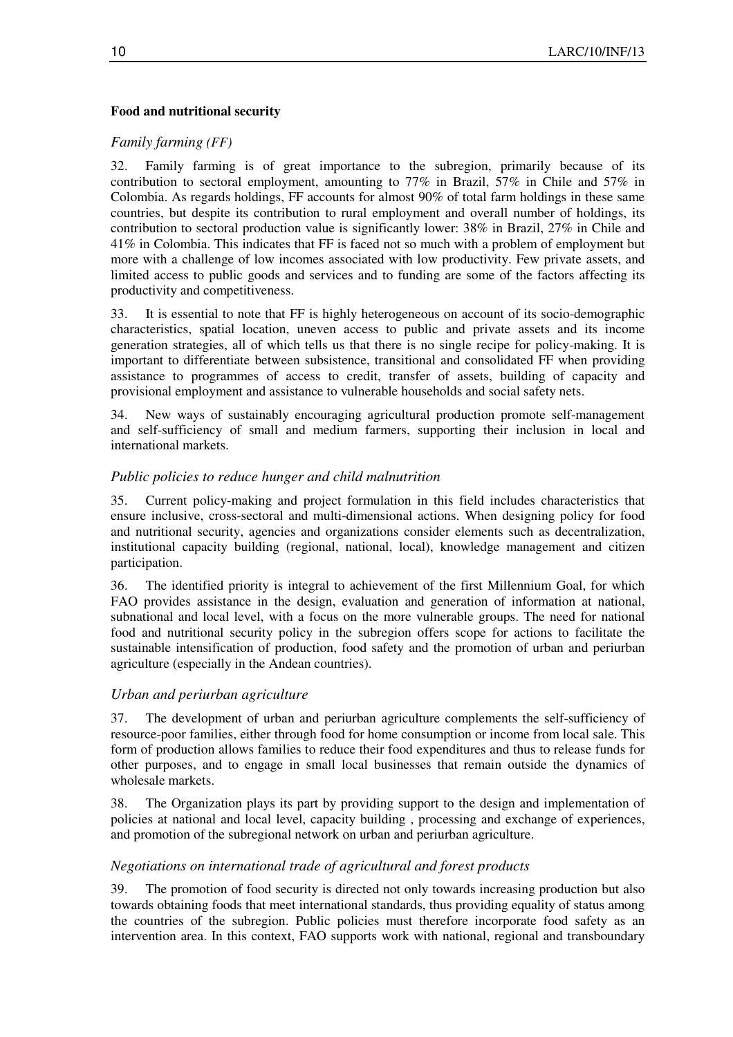**Food and nutritional security**

*Family farming (FF)*

32. Family farming is of great importance to the subregion, primarily because of its contribution to sectoral employment, amounting to 77% in Brazil, 57% in Chile and 57% in Colombia. As regards holdings, FF accounts for almost 90% of total farm holdings in these same countries, but despite its contribution to rural employment and overall number of holdings, its contribution to sectoral production value is significantly lower: 38% in Brazil, 27% in Chile and 41% in Colombia. This indicates that FF is faced not so much with a problem of employment but more with a challenge of low incomes associated with low productivity. Few private assets, and limited access to public goods and services and to funding are some of the factors affecting its productivity and competitiveness.

33. It is essential to note that FF is highly heterogeneous on account of its socio-demographic characteristics, spatial location, uneven access to public and private assets and its income generation strategies, all of which tells us that there is no single recipe for policy-making. It is important to differentiate between subsistence, transitional and consolidated FF when providing assistance to programmes of access to credit, transfer of assets, building of capacity and provisional employment and assistance to vulnerable households and social safety nets.

34. New ways of sustainably encouraging agricultural production promote self-management and self-sufficiency of small and medium farmers, supporting their inclusion in local and international markets.

*Public policies to reduce hunger and child malnutrition*

35. Current policy-making and project formulation in this field includes characteristics that ensure inclusive, cross-sectoral and multi-dimensional actions. When designing policy for food and nutritional security, agencies and organizations consider elements such as decentralization, institutional capacity building (regional, national, local), knowledge management and citizen participation.

36. The identified priority is integral to achievement of the first Millennium Goal, for which FAO provides assistance in the design, evaluation and generation of information at national, subnational and local level, with a focus on the more vulnerable groups. The need for national food and nutritional security policy in the subregion offers scope for actions to facilitate the sustainable intensification of production, food safety and the promotion of urban and periurban agriculture (especially in the Andean countries).

*Urban and periurban agriculture*

37. The development of urban and periurban agriculture complements the self-sufficiency of resource-poor families, either through food for home consumption or income from local sale. This form of production allows families to reduce their food expenditures and thus to release funds for other purposes, and to engage in small local businesses that remain outside the dynamics of wholesale markets.

38. The Organization plays its part by providing support to the design and implementation of policies at national and local level, capacity building , processing and exchange of experiences, and promotion of the subregional network on urban and periurban agriculture.

*Negotiations on international trade of agricultural and forest products*

39. The promotion of food security is directed not only towards increasing production but also towards obtaining foods that meet international standards, thus providing equality of status among the countries of the subregion. Public policies must therefore incorporate food safety as an intervention area. In this context, FAO supports work with national, regional and transboundary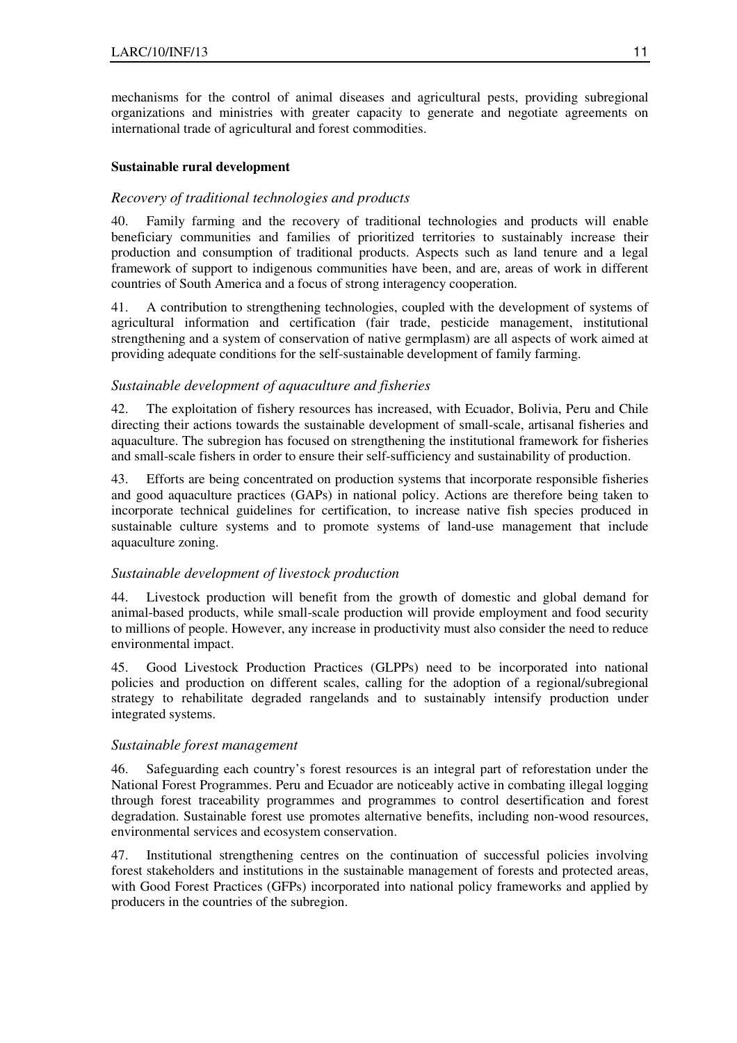mechanisms for the control of animal diseases and agricultural pests, providing subregional organizations and ministries with greater capacity to generate and negotiate agreements on international trade of agricultural and forest commodities.

**Sustainable rural development**

*Recovery of traditional technologies and products*

40. Family farming and the recovery of traditional technologies and products will enable beneficiary communities and families of prioritized territories to sustainably increase their production and consumption of traditional products. Aspects such as land tenure and a legal framework of support to indigenous communities have been, and are, areas of work in different countries of South America and a focus of strong interagency cooperation.

41. A contribution to strengthening technologies, coupled with the development of systems of agricultural information and certification (fair trade, pesticide management, institutional strengthening and a system of conservation of native germplasm) are all aspects of work aimed at providing adequate conditions for the self-sustainable development of family farming.

*Sustainable development of aquaculture and fisheries*

42. The exploitation of fishery resources has increased, with Ecuador, Bolivia, Peru and Chile directing their actions towards the sustainable development of small-scale, artisanal fisheries and aquaculture. The subregion has focused on strengthening the institutional framework for fisheries and small-scale fishers in order to ensure their self-sufficiency and sustainability of production.

43. Efforts are being concentrated on production systems that incorporate responsible fisheries and good aquaculture practices (GAPs) in national policy. Actions are therefore being taken to incorporate technical guidelines for certification, to increase native fish species produced in sustainable culture systems and to promote systems of land-use management that include aquaculture zoning.

*Sustainable development of livestock production*

44. Livestock production will benefit from the growth of domestic and global demand for animal-based products, while small-scale production will provide employment and food security to millions of people. However, any increase in productivity must also consider the need to reduce environmental impact.

45. Good Livestock Production Practices (GLPPs) need to be incorporated into national policies and production on different scales, calling for the adoption of a regional/subregional strategy to rehabilitate degraded rangelands and to sustainably intensify production under integrated systems.

*Sustainable forest management*

46. Safeguarding each country's forest resources is an integral part of reforestation under the National Forest Programmes. Peru and Ecuador are noticeably active in combating illegal logging through forest traceability programmes and programmes to control desertification and forest degradation. Sustainable forest use promotes alternative benefits, including non-wood resources, environmental services and ecosystem conservation.

47. Institutional strengthening centres on the continuation of successful policies involving forest stakeholders and institutions in the sustainable management of forests and protected areas, with Good Forest Practices (GFPs) incorporated into national policy frameworks and applied by producers in the countries of the subregion.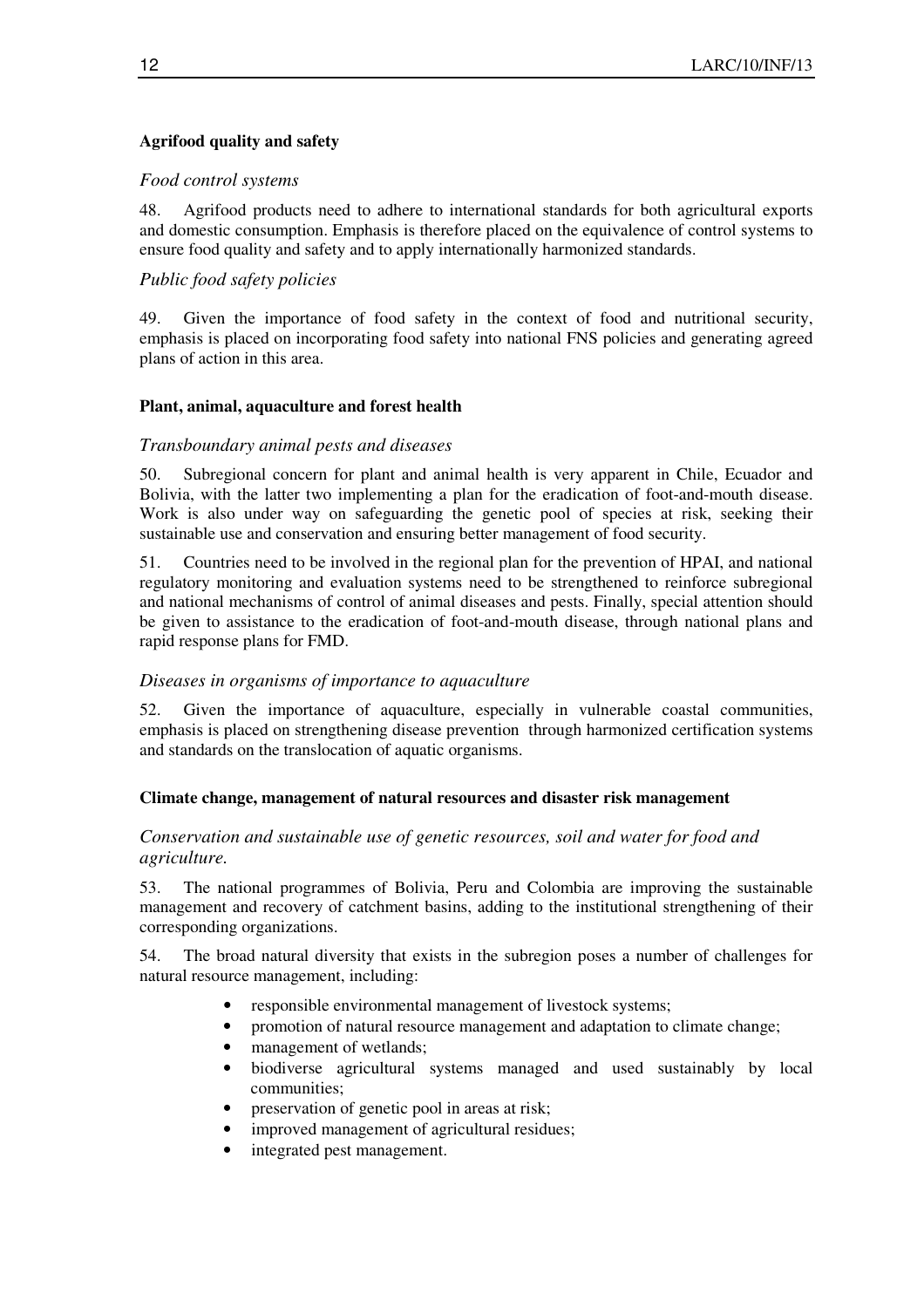**Agrifood quality and safety**

*Food control systems*

48. Agrifood products need to adhere to international standards for both agricultural exports and domestic consumption. Emphasis is therefore placed on the equivalence of control systems to ensure food quality and safety and to apply internationally harmonized standards.

*Public food safety policies*

49. Given the importance of food safety in the context of food and nutritional security, emphasis is placed on incorporating food safety into national FNS policies and generating agreed plans of action in this area.

**Plant, animal, aquaculture and forest health**

*Transboundary animal pests and diseases*

50. Subregional concern for plant and animal health is very apparent in Chile, Ecuador and Bolivia, with the latter two implementing a plan for the eradication of foot-and-mouth disease. Work is also under way on safeguarding the genetic pool of species at risk, seeking their sustainable use and conservation and ensuring better management of food security.

51. Countries need to be involved in the regional plan for the prevention of HPAI, and national regulatory monitoring and evaluation systems need to be strengthened to reinforce subregional and national mechanisms of control of animal diseases and pests. Finally, special attention should be given to assistance to the eradication of foot-and-mouth disease, through national plans and rapid response plans for FMD.

*Diseases in organisms of importance to aquaculture*

52. Given the importance of aquaculture, especially in vulnerable coastal communities, emphasis is placed on strengthening disease prevention through harmonized certification systems and standards on the translocation of aquatic organisms.

**Climate change, management of natural resources and disaster risk management**

*Conservation and sustainable use of genetic resources, soil and water for food and agriculture.*

53. The national programmes of Bolivia, Peru and Colombia are improving the sustainable management and recovery of catchment basins, adding to the institutional strengthening of their corresponding organizations.

54. The broad natural diversity that exists in the subregion poses a number of challenges for natural resource management, including:

- responsible environmental management of livestock systems;
- promotion of natural resource management and adaptation to climate change;
- management of wetlands;
- biodiverse agricultural systems managed and used sustainably by local communities;
- preservation of genetic pool in areas at risk;
- improved management of agricultural residues;
- integrated pest management.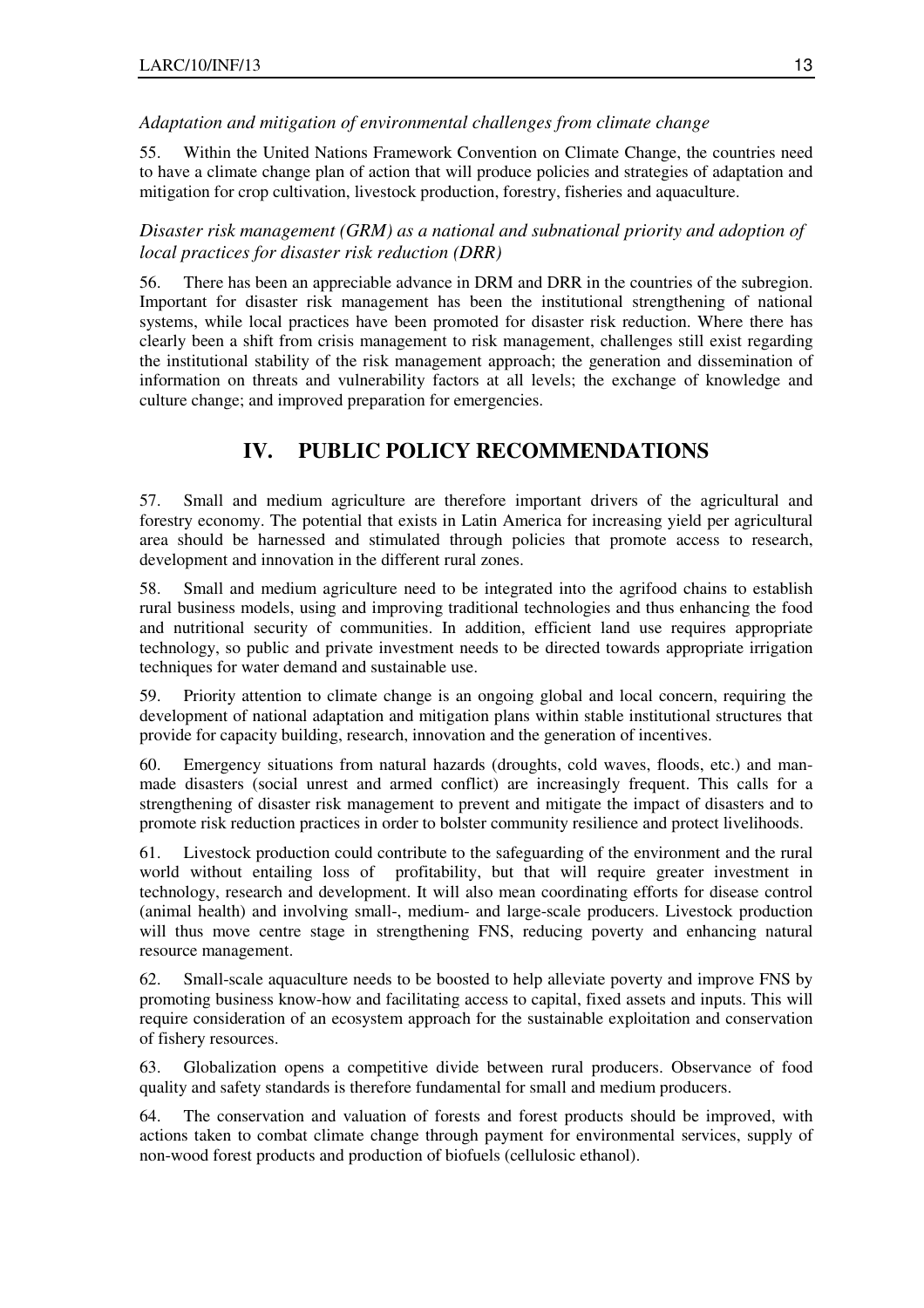*Adaptation and mitigation of environmental challenges from climate change*

55. Within the United Nations Framework Convention on Climate Change, the countries need to have a climate change plan of action that will produce policies and strategies of adaptation and mitigation for crop cultivation, livestock production, forestry, fisheries and aquaculture.

*Disaster risk management (GRM) as a national and subnational priority and adoption of local practices for disaster risk reduction (DRR)*

56. There has been an appreciable advance in DRM and DRR in the countries of the subregion. Important for disaster risk management has been the institutional strengthening of national systems, while local practices have been promoted for disaster risk reduction. Where there has clearly been a shift from crisis management to risk management, challenges still exist regarding the institutional stability of the risk management approach; the generation and dissemination of information on threats and vulnerability factors at all levels; the exchange of knowledge and culture change; and improved preparation for emergencies.

## IV. PUBLIC POLICY RECOMMENDATIONS

57. Small and medium agriculture are therefore important drivers of the agricultural and forestry economy. The potential that exists in Latin America for increasing yield per agricultural area should be harnessed and stimulated through policies that promote access to research, development and innovation in the different rural zones.

58. Small and medium agriculture need to be integrated into the agrifood chains to establish rural business models, using and improving traditional technologies and thus enhancing the food and nutritional security of communities. In addition, efficient land use requires appropriate technology, so public and private investment needs to be directed towards appropriate irrigation techniques for water demand and sustainable use.

59. Priority attention to climate change is an ongoing global and local concern, requiring the development of national adaptation and mitigation plans within stable institutional structures that provide for capacity building, research, innovation and the generation of incentives.

60. Emergency situations from natural hazards (droughts, cold waves, floods, etc.) and man-made disasters (social unrest and armed conflict) are increasingly frequent. This calls for a strengthening of disaster risk management to prevent and mitigate the impact of disasters and to promote risk reduction practices in order to bolster community resilience and protect livelihoods.

61. Livestock production could contribute to the safeguarding of the environment and the rural world without entailing loss of profitability, but that will require greater investment in technology, research and development. It will also mean coordinating efforts for disease control (animal health) and involving small-, medium- and large-scale producers. Livestock production will thus move centre stage in strengthening FNS, reducing poverty and enhancing natural resource management.

62. Small-scale aquaculture needs to be boosted to help alleviate poverty and improve FNS by promoting business know-how and facilitating access to capital, fixed assets and inputs. This will require consideration of an ecosystem approach for the sustainable exploitation and conservation of fishery resources.

63. Globalization opens a competitive divide between rural producers. Observance of food quality and safety standards is therefore fundamental for small and medium producers.

64. The conservation and valuation of forests and forest products should be improved, with actions taken to combat climate change through payment for environmental services, supply of non-wood forest products and production of biofuels (cellulosic ethanol).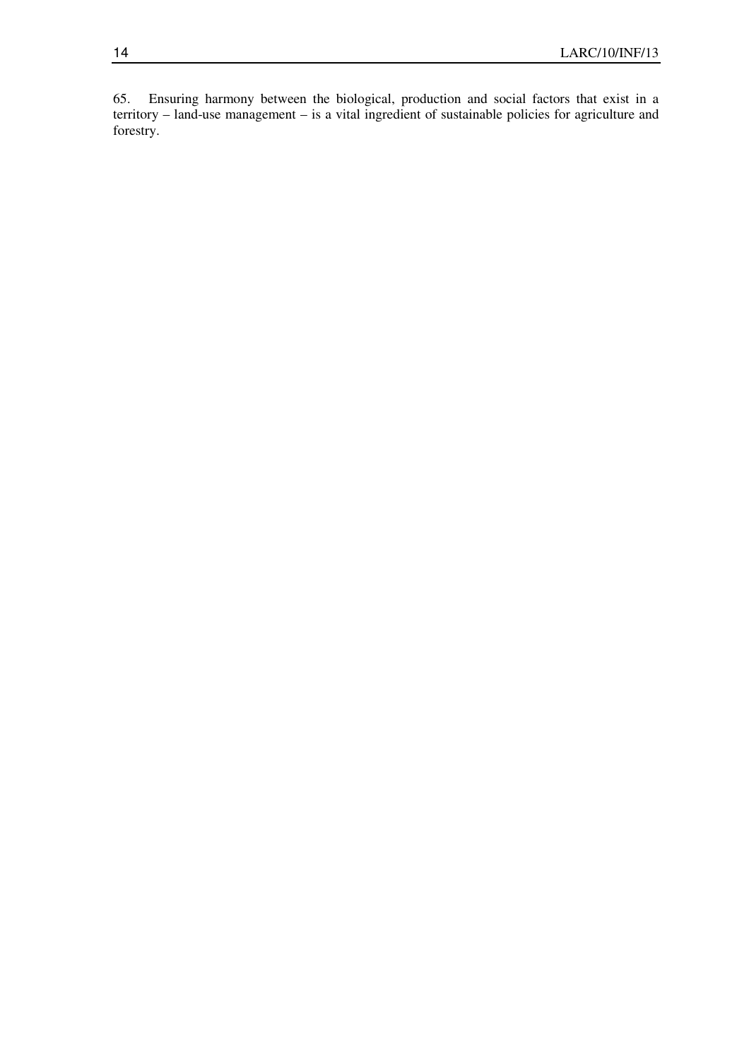65. Ensuring harmony between the biological, production and social factors that exist in a territory – land-use management – is a vital ingredient of sustainable policies for agriculture and forestry.